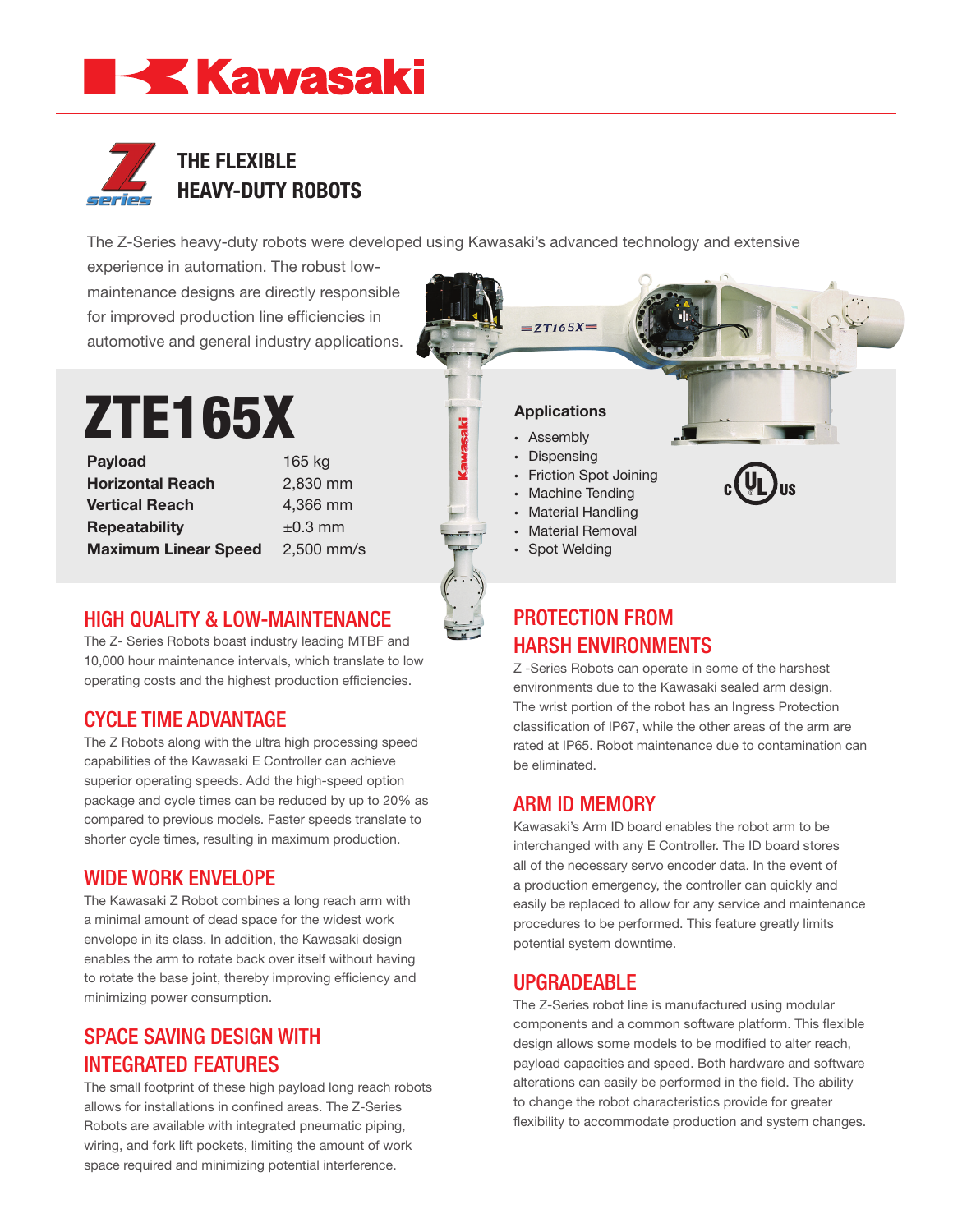# Kawasaki

## THE FLEXIBLE HEAVY-DUTY ROBOTS

The Z-Series heavy-duty robots were developed using Kawasaki's advanced technology and extensive experience in automation. The robust low-maintenance designs are directly responsible for improved production line efficiencies in automotive and general industry applications.

# ZTE165X

| | |
|---|---|
| **Payload** | 165 kg |
| **Horizontal Reach** | 2,830 mm |
| **Vertical Reach** | 4,366 mm |
| **Repeatability** | ±0.3 mm |
| **Maximum Linear Speed** | 2,500 mm/s |

**Applications**

- Assembly
- Dispensing
- Friction Spot Joining
- Machine Tending
- Material Handling
- Material Removal
- Spot Welding

## HIGH QUALITY & LOW-MAINTENANCE

The Z- Series Robots boast industry leading MTBF and 10,000 hour maintenance intervals, which translate to low operating costs and the highest production efficiencies.

## CYCLE TIME ADVANTAGE

The Z Robots along with the ultra high processing speed capabilities of the Kawasaki E Controller can achieve superior operating speeds. Add the high-speed option package and cycle times can be reduced by up to 20% as compared to previous models. Faster speeds translate to shorter cycle times, resulting in maximum production.

## WIDE WORK ENVELOPE

The Kawasaki Z Robot combines a long reach arm with a minimal amount of dead space for the widest work envelope in its class. In addition, the Kawasaki design enables the arm to rotate back over itself without having to rotate the base joint, thereby improving efficiency and minimizing power consumption.

## SPACE SAVING DESIGN WITH INTEGRATED FEATURES

The small footprint of these high payload long reach robots allows for installations in confined areas. The Z-Series Robots are available with integrated pneumatic piping, wiring, and fork lift pockets, limiting the amount of work space required and minimizing potential interference.

## PROTECTION FROM HARSH ENVIRONMENTS

Z -Series Robots can operate in some of the harshest environments due to the Kawasaki sealed arm design. The wrist portion of the robot has an Ingress Protection classification of IP67, while the other areas of the arm are rated at IP65. Robot maintenance due to contamination can be eliminated.

## ARM ID MEMORY

Kawasaki's Arm ID board enables the robot arm to be interchanged with any E Controller. The ID board stores all of the necessary servo encoder data. In the event of a production emergency, the controller can quickly and easily be replaced to allow for any service and maintenance procedures to be performed. This feature greatly limits potential system downtime.

## UPGRADEABLE

The Z-Series robot line is manufactured using modular components and a common software platform. This flexible design allows some models to be modified to alter reach, payload capacities and speed. Both hardware and software alterations can easily be performed in the field. The ability to change the robot characteristics provide for greater flexibility to accommodate production and system changes.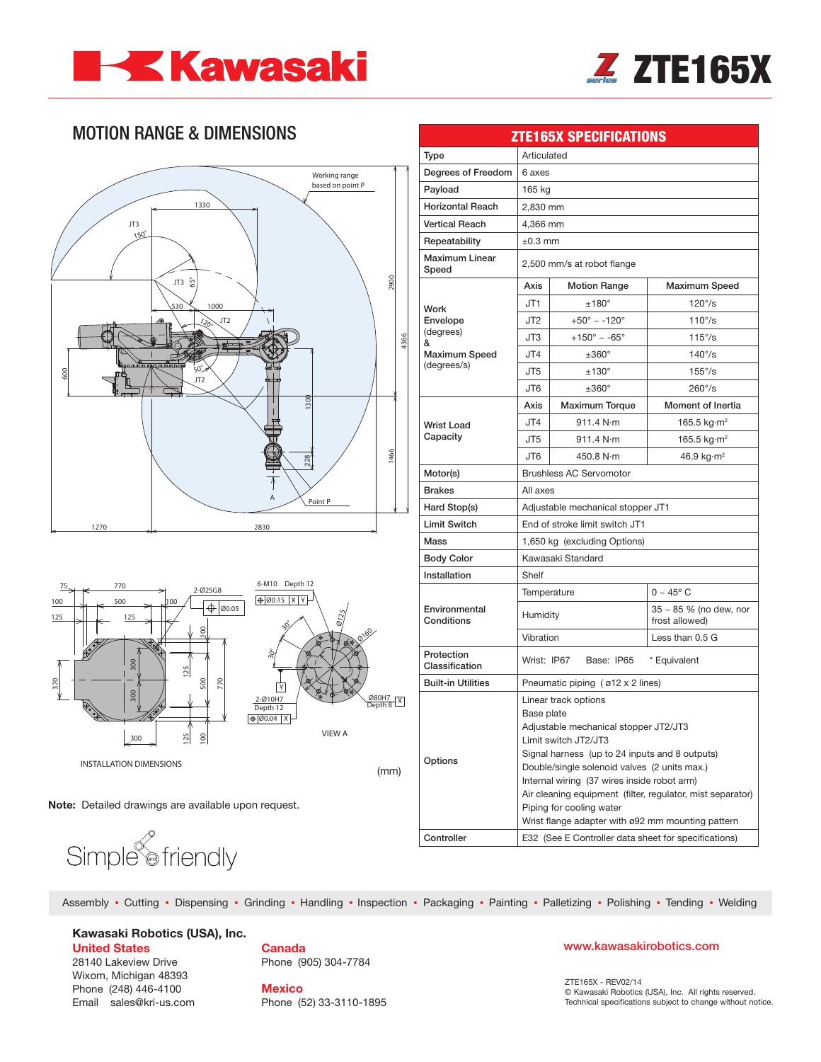# Kawasaki

# ZTE165X

## MOTION RANGE & DIMENSIONS

Working range based on point P

1330

JT3

150°

JT3 65°

530 1000

120° JT2

50° JT2

600

2900

4366

1300

228

1466

A

Point P

1270 2830

75 770 2-Ø25G8

100 500 100 Ø0.05

125 125

100

300

300

125

500

770

370

300 125 100

INSTALLATION DIMENSIONS

6-M10 Depth 12

Ø0.15 X Y

30°

Ø125

Ø160

30°

Y

2-Ø10H7 Depth 12

Ø0.04 X

Ø80H7 Depth 8 X

VIEW A

(mm)

**Note:** Detailed drawings are available upon request.

Simple and friendly

## ZTE165X SPECIFICATIONS

| | | | |
|---|---|---|---|
| Type | Articulated | | |
| Degrees of Freedom | 6 axes | | |
| Payload | 165 kg | | |
| Horizontal Reach | 2,830 mm | | |
| Vertical Reach | 4,366 mm | | |
| Repeatability | ±0.3 mm | | |
| Maximum Linear Speed | 2,500 mm/s at robot flange | | |
| Work Envelope (degrees) & Maximum Speed (degrees/s) | Axis | Motion Range | Maximum Speed |
| | JT1 | ±180° | 120°/s |
| | JT2 | +50° ~ -120° | 110°/s |
| | JT3 | +150° ~ -65° | 115°/s |
| | JT4 | ±360° | 140°/s |
| | JT5 | ±130° | 155°/s |
| | JT6 | ±360° | 260°/s |
| Wrist Load Capacity | Axis | Maximum Torque | Moment of Inertia |
| | JT4 | 911.4 N·m | 165.5 kg·m² |
| | JT5 | 911.4 N·m | 165.5 kg·m² |
| | JT6 | 450.8 N·m | 46.9 kg·m² |
| Motor(s) | Brushless AC Servomotor | | |
| Brakes | All axes | | |
| Hard Stop(s) | Adjustable mechanical stopper JT1 | | |
| Limit Switch | End of stroke limit switch JT1 | | |
| Mass | 1,650 kg (excluding Options) | | |
| Body Color | Kawasaki Standard | | |
| Installation | Shelf | | |
| Environmental Conditions | Temperature | 0 ~ 45° C | |
| | Humidity | 35 ~ 85 % (no dew, nor frost allowed) | |
| | Vibration | Less than 0.5 G | |
| Protection Classification | Wrist: IP67 Base: IP65 * Equivalent | | |
| Built-in Utilities | Pneumatic piping (ø12 x 2 lines) | | |
| Options | Linear track options<br>Base plate<br>Adjustable mechanical stopper JT2/JT3<br>Limit switch JT2/JT3<br>Signal harness (up to 24 inputs and 8 outputs)<br>Double/single solenoid valves (2 units max.)<br>Internal wiring (37 wires inside robot arm)<br>Air cleaning equipment (filter, regulator, mist separator)<br>Piping for cooling water<br>Wrist flange adapter with ø92 mm mounting pattern | | |
| Controller | E32 (See E Controller data sheet for specifications) | | |

Assembly • Cutting • Dispensing • Grinding • Handling • Inspection • Packaging • Painting • Palletizing • Polishing • Tending • Welding

**Kawasaki Robotics (USA), Inc.**

**United States**
28140 Lakeview Drive
Wixom, Michigan 48393
Phone (248) 446-4100
Email sales@kri-us.com

**Canada**
Phone (905) 304-7784

**Mexico**
Phone (52) 33-3110-1895

**www.kawasakirobotics.com**

ZTE165X - REV02/14
© Kawasaki Robotics (USA), Inc. All rights reserved.
Technical specifications subject to change without notice.